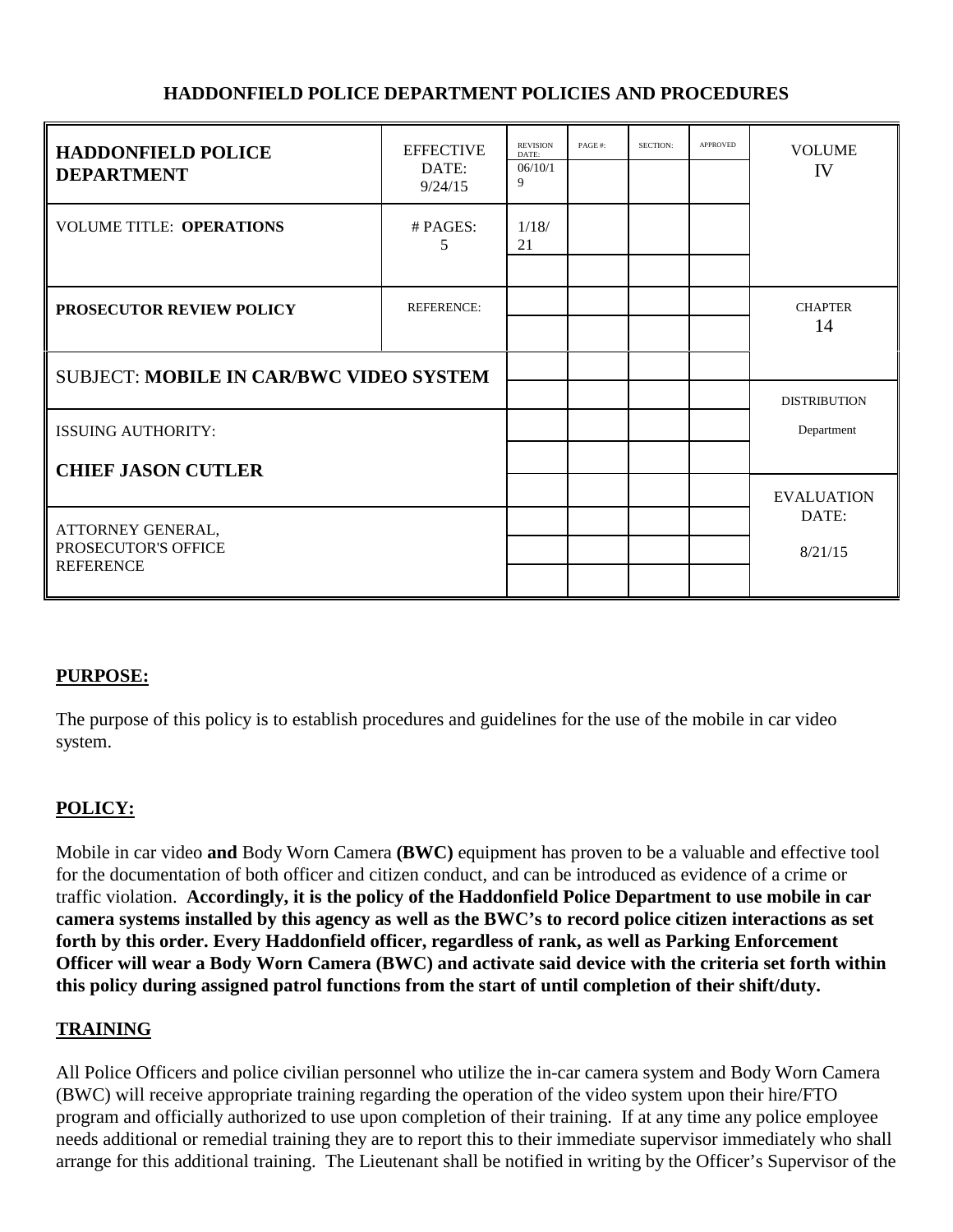**HADDONFIELD POLICE DEPARTMENT POLICIES AND PROCEDURES**

| HADDONFIELD POLICE DEPARTMENT | EFFECTIVE DATE: 9/24/15 | REVISION DATE: | PAGE #: | SECTION: | APPROVED | VOLUME IV |
|---|---|---|---|---|---|---|
| | | 06/10/19 | | | | |
| VOLUME TITLE: **OPERATIONS** | # PAGES: 5 | 1/18/21 | | | | |
| | | | | | | |
| **PROSECUTOR REVIEW POLICY** | REFERENCE: | | | | | CHAPTER 14 |
| | | | | | | |
| SUBJECT: **MOBILE IN CAR/BWC VIDEO SYSTEM** | | | | | | |
| | | | | | | DISTRIBUTION Department |
| ISSUING AUTHORITY: **CHIEF JASON CUTLER** | | | | | | |
| | | | | | | |
| | | | | | | EVALUATION DATE: 8/21/15 |
| ATTORNEY GENERAL, PROSECUTOR'S OFFICE REFERENCE | | | | | | |
| | | | | | | |
| | | | | | | |

## PURPOSE:

The purpose of this policy is to establish procedures and guidelines for the use of the mobile in car video system.

## POLICY:

Mobile in car video **and** Body Worn Camera **(BWC)** equipment has proven to be a valuable and effective tool for the documentation of both officer and citizen conduct, and can be introduced as evidence of a crime or traffic violation. **Accordingly, it is the policy of the Haddonfield Police Department to use mobile in car camera systems installed by this agency as well as the BWC's to record police citizen interactions as set forth by this order. Every Haddonfield officer, regardless of rank, as well as Parking Enforcement Officer will wear a Body Worn Camera (BWC) and activate said device with the criteria set forth within this policy during assigned patrol functions from the start of until completion of their shift/duty.**

## TRAINING

All Police Officers and police civilian personnel who utilize the in-car camera system and Body Worn Camera (BWC) will receive appropriate training regarding the operation of the video system upon their hire/FTO program and officially authorized to use upon completion of their training. If at any time any police employee needs additional or remedial training they are to report this to their immediate supervisor immediately who shall arrange for this additional training. The Lieutenant shall be notified in writing by the Officer's Supervisor of the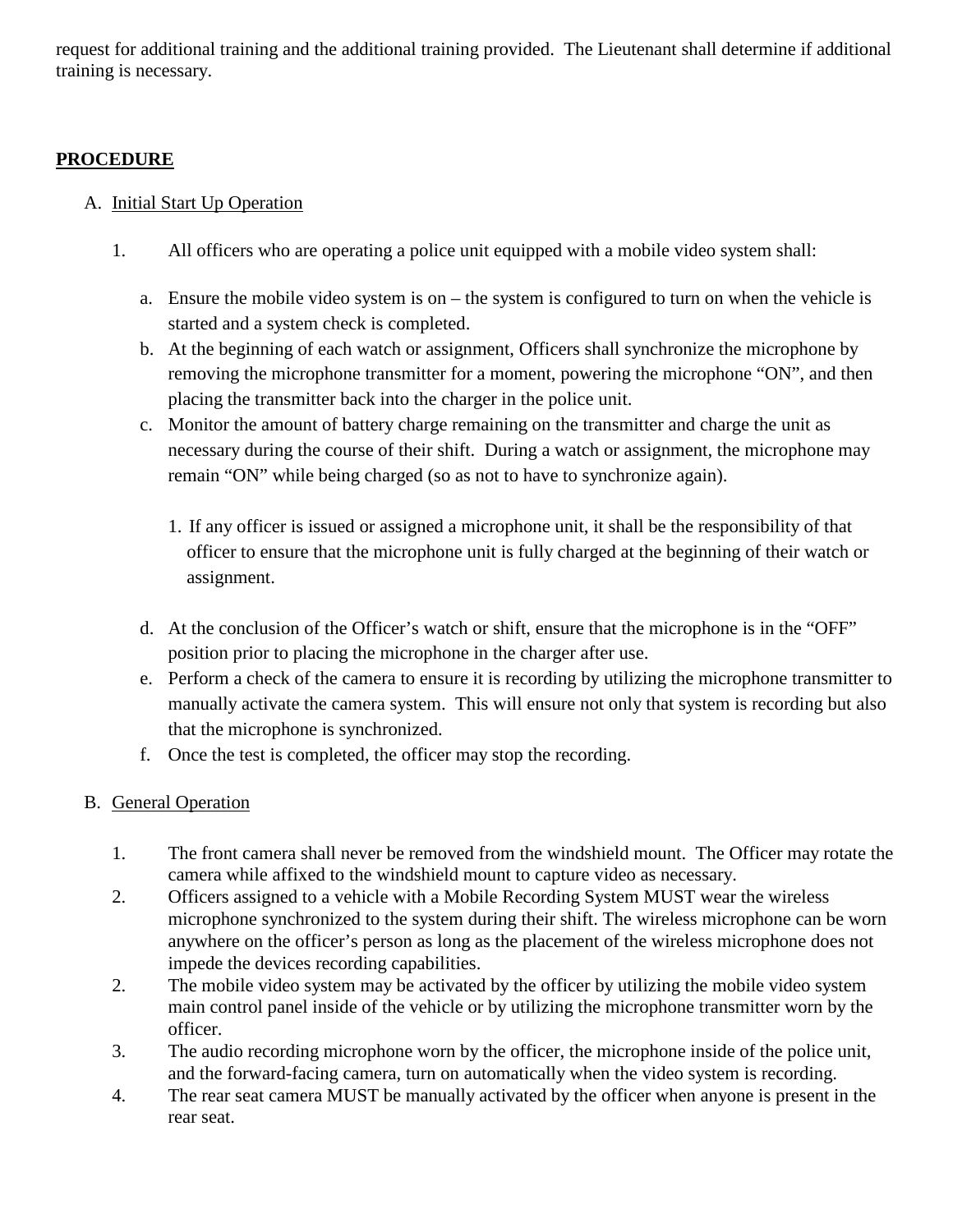request for additional training and the additional training provided. The Lieutenant shall determine if additional training is necessary.

**PROCEDURE**

A. Initial Start Up Operation

1. All officers who are operating a police unit equipped with a mobile video system shall:

    a. Ensure the mobile video system is on – the system is configured to turn on when the vehicle is started and a system check is completed.

    b. At the beginning of each watch or assignment, Officers shall synchronize the microphone by removing the microphone transmitter for a moment, powering the microphone "ON", and then placing the transmitter back into the charger in the police unit.

    c. Monitor the amount of battery charge remaining on the transmitter and charge the unit as necessary during the course of their shift. During a watch or assignment, the microphone may remain "ON" while being charged (so as not to have to synchronize again).

        1. If any officer is issued or assigned a microphone unit, it shall be the responsibility of that officer to ensure that the microphone unit is fully charged at the beginning of their watch or assignment.

    d. At the conclusion of the Officer's watch or shift, ensure that the microphone is in the "OFF" position prior to placing the microphone in the charger after use.

    e. Perform a check of the camera to ensure it is recording by utilizing the microphone transmitter to manually activate the camera system. This will ensure not only that system is recording but also that the microphone is synchronized.

    f. Once the test is completed, the officer may stop the recording.

B. General Operation

1. The front camera shall never be removed from the windshield mount. The Officer may rotate the camera while affixed to the windshield mount to capture video as necessary.

2. Officers assigned to a vehicle with a Mobile Recording System MUST wear the wireless microphone synchronized to the system during their shift. The wireless microphone can be worn anywhere on the officer's person as long as the placement of the wireless microphone does not impede the devices recording capabilities.

2. The mobile video system may be activated by the officer by utilizing the mobile video system main control panel inside of the vehicle or by utilizing the microphone transmitter worn by the officer.

3. The audio recording microphone worn by the officer, the microphone inside of the police unit, and the forward-facing camera, turn on automatically when the video system is recording.

4. The rear seat camera MUST be manually activated by the officer when anyone is present in the rear seat.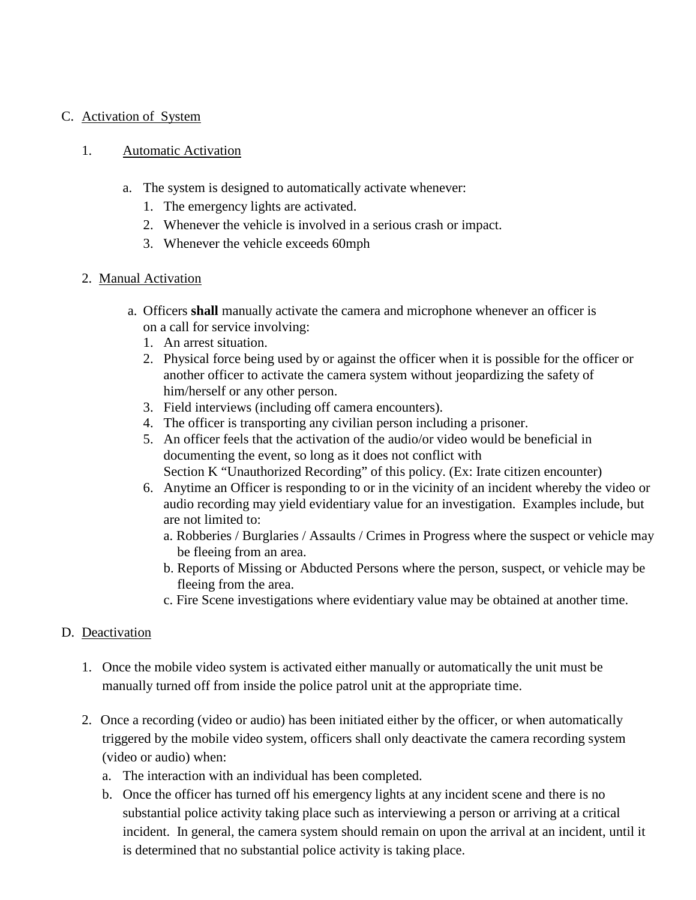C. <u>Activation of System</u>

1. <u>Automatic Activation</u>

   a. The system is designed to automatically activate whenever:
      1. The emergency lights are activated.
      2. Whenever the vehicle is involved in a serious crash or impact.
      3. Whenever the vehicle exceeds 60mph

2. <u>Manual Activation</u>

   a. Officers **shall** manually activate the camera and microphone whenever an officer is on a call for service involving:
      1. An arrest situation.
      2. Physical force being used by or against the officer when it is possible for the officer or another officer to activate the camera system without jeopardizing the safety of him/herself or any other person.
      3. Field interviews (including off camera encounters).
      4. The officer is transporting any civilian person including a prisoner.
      5. An officer feels that the activation of the audio/or video would be beneficial in documenting the event, so long as it does not conflict with Section K "Unauthorized Recording" of this policy. (Ex: Irate citizen encounter)
      6. Anytime an Officer is responding to or in the vicinity of an incident whereby the video or audio recording may yield evidentiary value for an investigation. Examples include, but are not limited to:
         a. Robberies / Burglaries / Assaults / Crimes in Progress where the suspect or vehicle may be fleeing from an area.
         b. Reports of Missing or Abducted Persons where the person, suspect, or vehicle may be fleeing from the area.
         c. Fire Scene investigations where evidentiary value may be obtained at another time.

D. <u>Deactivation</u>

1. Once the mobile video system is activated either manually or automatically the unit must be manually turned off from inside the police patrol unit at the appropriate time.

2. Once a recording (video or audio) has been initiated either by the officer, or when automatically triggered by the mobile video system, officers shall only deactivate the camera recording system (video or audio) when:
   a. The interaction with an individual has been completed.
   b. Once the officer has turned off his emergency lights at any incident scene and there is no substantial police activity taking place such as interviewing a person or arriving at a critical incident. In general, the camera system should remain on upon the arrival at an incident, until it is determined that no substantial police activity is taking place.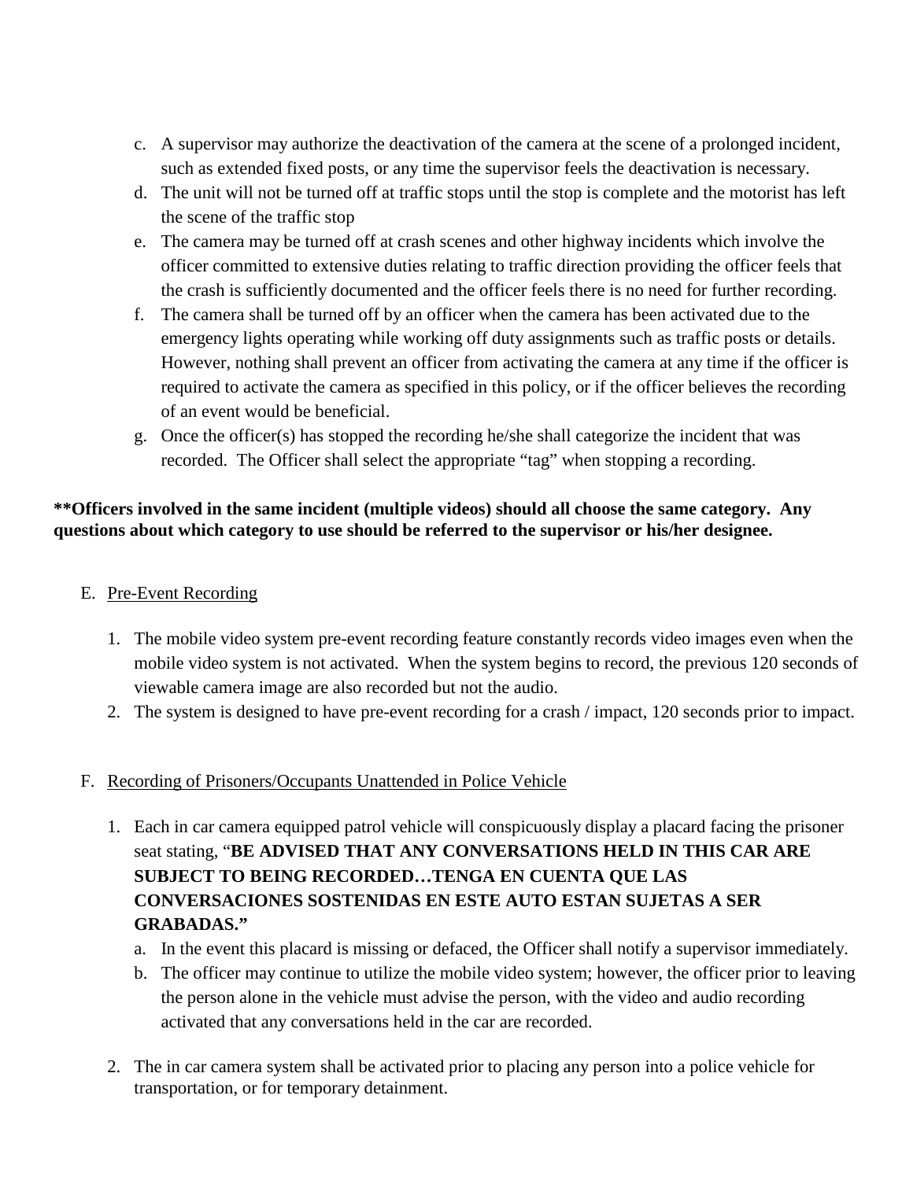c. A supervisor may authorize the deactivation of the camera at the scene of a prolonged incident, such as extended fixed posts, or any time the supervisor feels the deactivation is necessary.
d. The unit will not be turned off at traffic stops until the stop is complete and the motorist has left the scene of the traffic stop
e. The camera may be turned off at crash scenes and other highway incidents which involve the officer committed to extensive duties relating to traffic direction providing the officer feels that the crash is sufficiently documented and the officer feels there is no need for further recording.
f. The camera shall be turned off by an officer when the camera has been activated due to the emergency lights operating while working off duty assignments such as traffic posts or details. However, nothing shall prevent an officer from activating the camera at any time if the officer is required to activate the camera as specified in this policy, or if the officer believes the recording of an event would be beneficial.
g. Once the officer(s) has stopped the recording he/she shall categorize the incident that was recorded. The Officer shall select the appropriate "tag" when stopping a recording.

****Officers involved in the same incident (multiple videos) should all choose the same category. Any questions about which category to use should be referred to the supervisor or his/her designee.**

E. <u>Pre-Event Recording</u>

1. The mobile video system pre-event recording feature constantly records video images even when the mobile video system is not activated. When the system begins to record, the previous 120 seconds of viewable camera image are also recorded but not the audio.
2. The system is designed to have pre-event recording for a crash / impact, 120 seconds prior to impact.

F. <u>Recording of Prisoners/Occupants Unattended in Police Vehicle</u>

1. Each in car camera equipped patrol vehicle will conspicuously display a placard facing the prisoner seat stating, "**BE ADVISED THAT ANY CONVERSATIONS HELD IN THIS CAR ARE SUBJECT TO BEING RECORDED…TENGA EN CUENTA QUE LAS CONVERSACIONES SOSTENIDAS EN ESTE AUTO ESTAN SUJETAS A SER GRABADAS."**
   a. In the event this placard is missing or defaced, the Officer shall notify a supervisor immediately.
   b. The officer may continue to utilize the mobile video system; however, the officer prior to leaving the person alone in the vehicle must advise the person, with the video and audio recording activated that any conversations held in the car are recorded.

2. The in car camera system shall be activated prior to placing any person into a police vehicle for transportation, or for temporary detainment.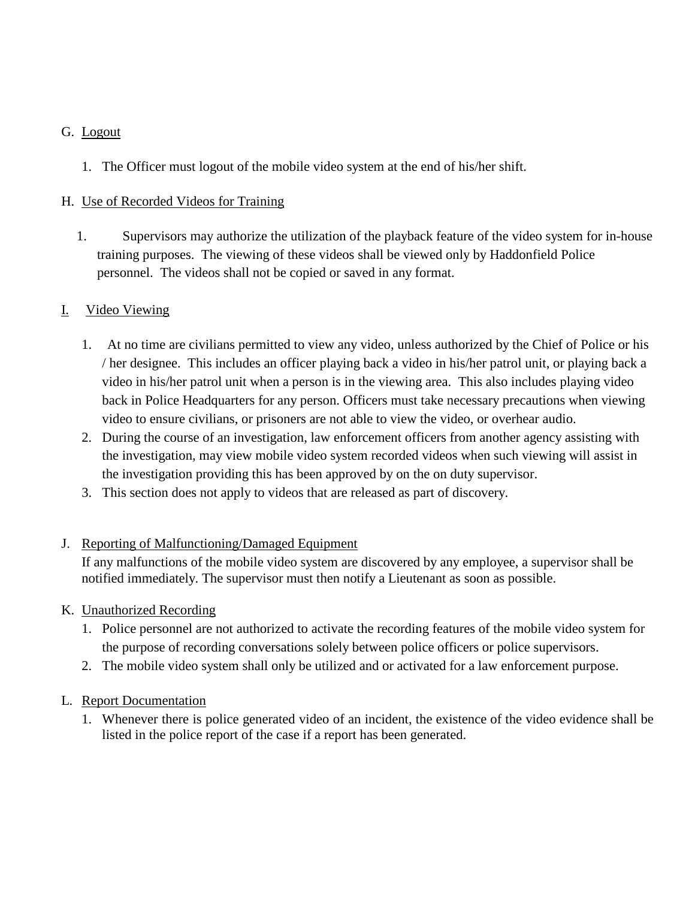G. Logout

1. The Officer must logout of the mobile video system at the end of his/her shift.

H. Use of Recorded Videos for Training

1. Supervisors may authorize the utilization of the playback feature of the video system for in-house training purposes. The viewing of these videos shall be viewed only by Haddonfield Police personnel. The videos shall not be copied or saved in any format.

I. Video Viewing

1. At no time are civilians permitted to view any video, unless authorized by the Chief of Police or his / her designee. This includes an officer playing back a video in his/her patrol unit, or playing back a video in his/her patrol unit when a person is in the viewing area. This also includes playing video back in Police Headquarters for any person. Officers must take necessary precautions when viewing video to ensure civilians, or prisoners are not able to view the video, or overhear audio.
2. During the course of an investigation, law enforcement officers from another agency assisting with the investigation, may view mobile video system recorded videos when such viewing will assist in the investigation providing this has been approved by on the on duty supervisor.
3. This section does not apply to videos that are released as part of discovery.

J. Reporting of Malfunctioning/Damaged Equipment

If any malfunctions of the mobile video system are discovered by any employee, a supervisor shall be notified immediately. The supervisor must then notify a Lieutenant as soon as possible.

K. Unauthorized Recording

1. Police personnel are not authorized to activate the recording features of the mobile video system for the purpose of recording conversations solely between police officers or police supervisors.
2. The mobile video system shall only be utilized and or activated for a law enforcement purpose.

L. Report Documentation

1. Whenever there is police generated video of an incident, the existence of the video evidence shall be listed in the police report of the case if a report has been generated.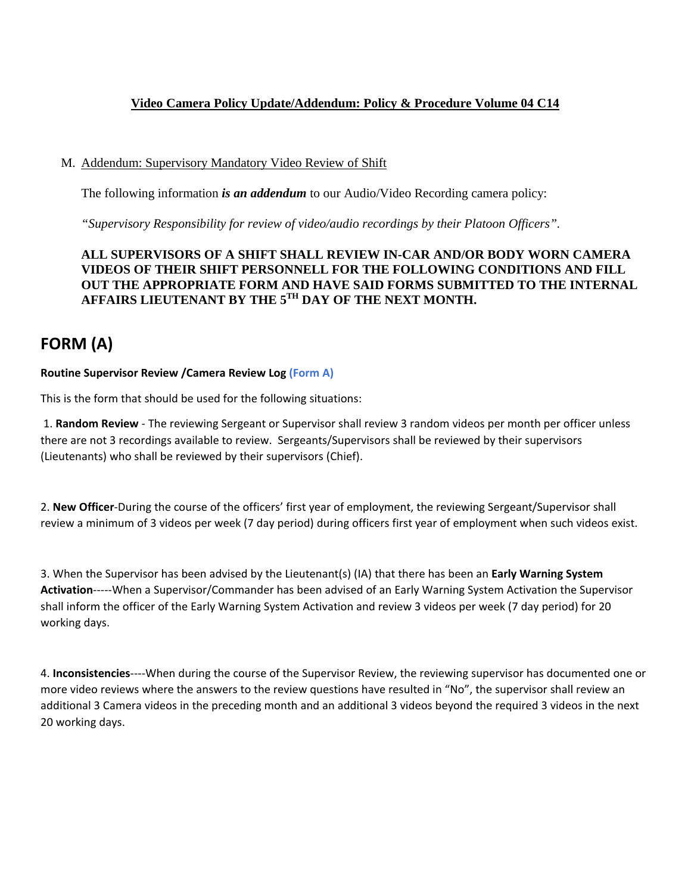**<u>Video Camera Policy Update/Addendum: Policy & Procedure Volume 04 C14</u>**

M. <u>Addendum: Supervisory Mandatory Video Review of Shift</u>

The following information ***is an addendum*** to our Audio/Video Recording camera policy:

*"Supervisory Responsibility for review of video/audio recordings by their Platoon Officers".*

**ALL SUPERVISORS OF A SHIFT SHALL REVIEW IN-CAR AND/OR BODY WORN CAMERA VIDEOS OF THEIR SHIFT PERSONNELL FOR THE FOLLOWING CONDITIONS AND FILL OUT THE APPROPRIATE FORM AND HAVE SAID FORMS SUBMITTED TO THE INTERNAL AFFAIRS LIEUTENANT BY THE 5$^{TH}$ DAY OF THE NEXT MONTH.**

# FORM (A)

**Routine Supervisor Review /Camera Review Log (Form A)**

This is the form that should be used for the following situations:

1. **Random Review** - The reviewing Sergeant or Supervisor shall review 3 random videos per month per officer unless there are not 3 recordings available to review. Sergeants/Supervisors shall be reviewed by their supervisors (Lieutenants) who shall be reviewed by their supervisors (Chief).

2. **New Officer**-During the course of the officers' first year of employment, the reviewing Sergeant/Supervisor shall review a minimum of 3 videos per week (7 day period) during officers first year of employment when such videos exist.

3. When the Supervisor has been advised by the Lieutenant(s) (IA) that there has been an **Early Warning System Activation**-----When a Supervisor/Commander has been advised of an Early Warning System Activation the Supervisor shall inform the officer of the Early Warning System Activation and review 3 videos per week (7 day period) for 20 working days.

4. **Inconsistencies**----When during the course of the Supervisor Review, the reviewing supervisor has documented one or more video reviews where the answers to the review questions have resulted in "No", the supervisor shall review an additional 3 Camera videos in the preceding month and an additional 3 videos beyond the required 3 videos in the next 20 working days.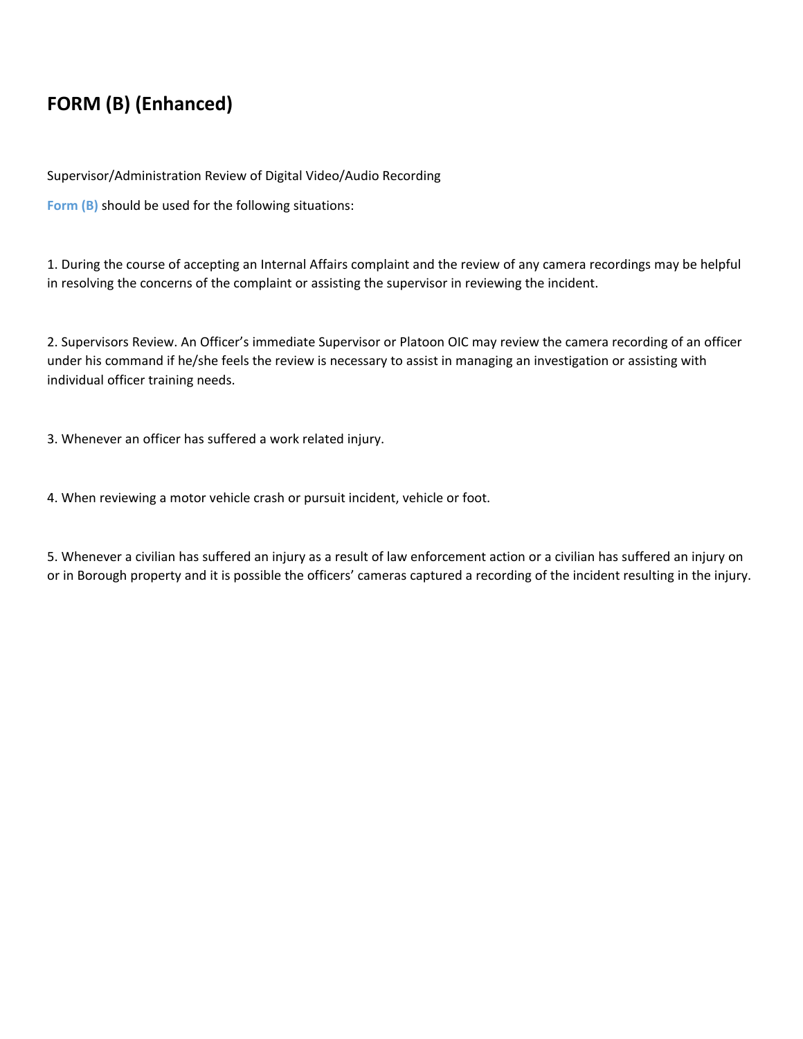# FORM (B) (Enhanced)

Supervisor/Administration Review of Digital Video/Audio Recording

**Form (B)** should be used for the following situations:

1. During the course of accepting an Internal Affairs complaint and the review of any camera recordings may be helpful in resolving the concerns of the complaint or assisting the supervisor in reviewing the incident.

2. Supervisors Review. An Officer's immediate Supervisor or Platoon OIC may review the camera recording of an officer under his command if he/she feels the review is necessary to assist in managing an investigation or assisting with individual officer training needs.

3. Whenever an officer has suffered a work related injury.

4. When reviewing a motor vehicle crash or pursuit incident, vehicle or foot.

5. Whenever a civilian has suffered an injury as a result of law enforcement action or a civilian has suffered an injury on or in Borough property and it is possible the officers' cameras captured a recording of the incident resulting in the injury.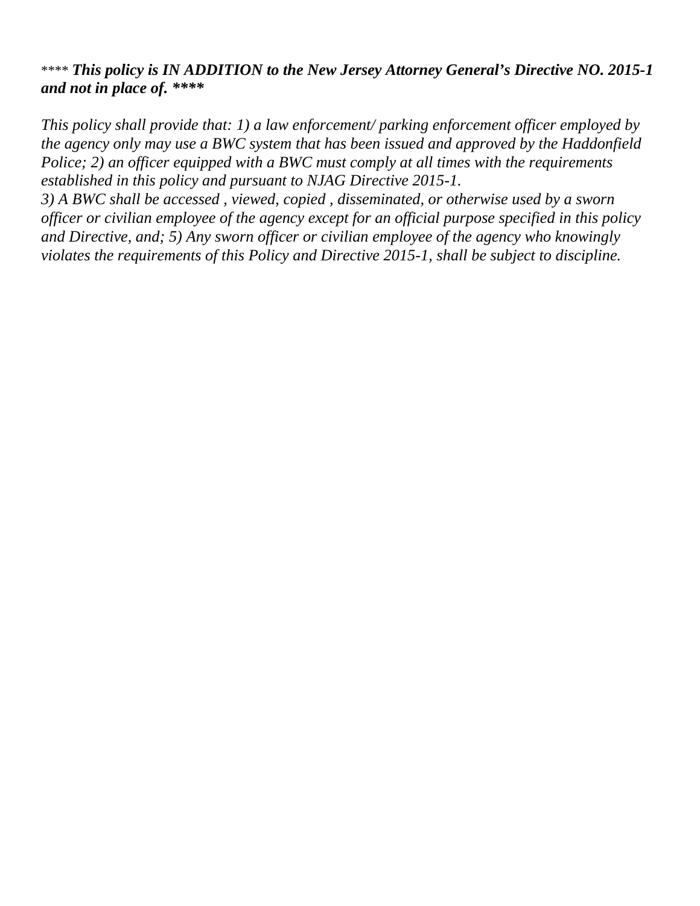\*\*\*\* ***This policy is IN ADDITION to the New Jersey Attorney General's Directive NO. 2015-1 and not in place of. \*\*\*\****

*This policy shall provide that: 1) a law enforcement/ parking enforcement officer employed by the agency only may use a BWC system that has been issued and approved by the Haddonfield Police; 2) an officer equipped with a BWC must comply at all times with the requirements established in this policy and pursuant to NJAG Directive 2015-1.*
*3) A BWC shall be accessed , viewed, copied , disseminated, or otherwise used by a sworn officer or civilian employee of the agency except for an official purpose specified in this policy and Directive, and; 5) Any sworn officer or civilian employee of the agency who knowingly violates the requirements of this Policy and Directive 2015-1, shall be subject to discipline.*